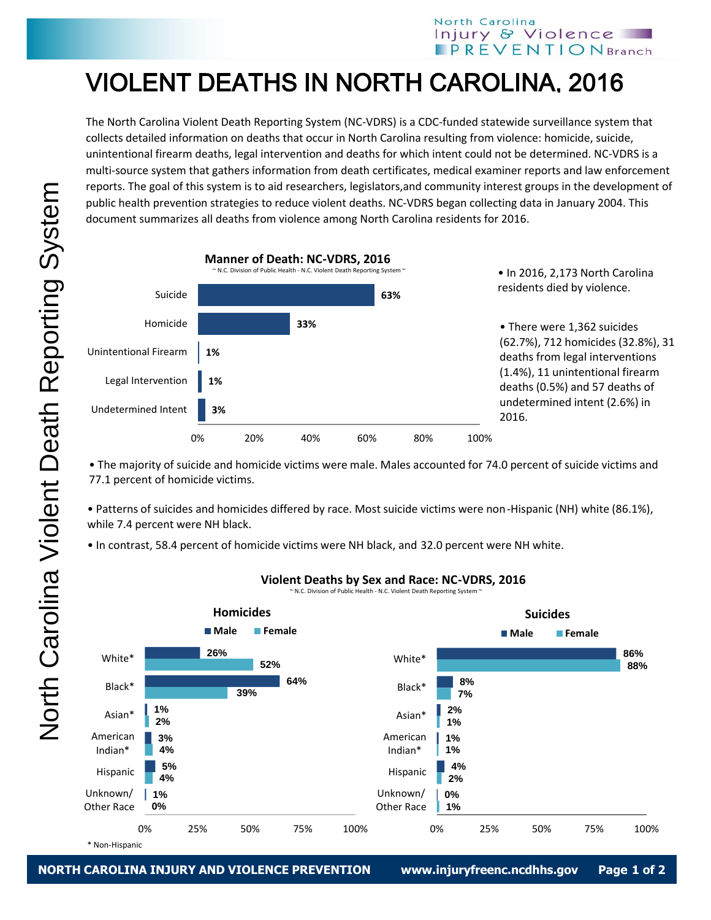# VIOLENT DEATHS IN NORTH CAROLINA, 2016

The North Carolina Violent Death Reporting System (NC-VDRS) is a CDC-funded statewide surveillance system that collects detailed information on deaths that occur in North Carolina resulting from violence: homicide, suicide, unintentional firearm deaths, legal intervention and deaths for which intent could not be determined. NC-VDRS is a multi-source system that gathers information from death certificates, medical examiner reports and law enforcement reports. The goal of this system is to aid researchers, legislators,and community interest groups in the development of public health prevention strategies to reduce violent deaths. NC-VDRS began collecting data in January 2004. This document summarizes all deaths from violence among North Carolina residents for 2016.

**Manner of Death: NC-VDRS, 2016**

~ N.C. Division of Public Health - N.C. Violent Death Reporting System ~

| Manner of Death | Percent |
|---|---|
| Suicide | 63% |
| Homicide | 33% |
| Unintentional Firearm | 1% |
| Legal Intervention | 1% |
| Undetermined Intent | 3% |

- In 2016, 2,173 North Carolina residents died by violence.
- There were 1,362 suicides (62.7%), 712 homicides (32.8%), 31 deaths from legal interventions (1.4%), 11 unintentional firearm deaths (0.5%) and 57 deaths of undetermined intent (2.6%) in 2016.
- The majority of suicide and homicide victims were male. Males accounted for 74.0 percent of suicide victims and 77.1 percent of homicide victims.
- Patterns of suicides and homicides differed by race. Most suicide victims were non-Hispanic (NH) white (86.1%), while 7.4 percent were NH black.
- In contrast, 58.4 percent of homicide victims were NH black, and 32.0 percent were NH white.

**Violent Deaths by Sex and Race: NC-VDRS, 2016**

~ N.C. Division of Public Health - N.C. Violent Death Reporting System ~

| Race | Homicides: Male | Homicides: Female | Suicides: Male | Suicides: Female |
|---|---|---|---|---|
| White* | 26% | 52% | 86% | 88% |
| Black* | 64% | 39% | 8% | 7% |
| Asian* | 1% | 2% | 2% | 1% |
| American Indian* | 3% | 4% | 1% | 1% |
| Hispanic | 5% | 4% | 4% | 2% |
| Unknown/ Other Race | 1% | 0% | 0% | 1% |

\* Non-Hispanic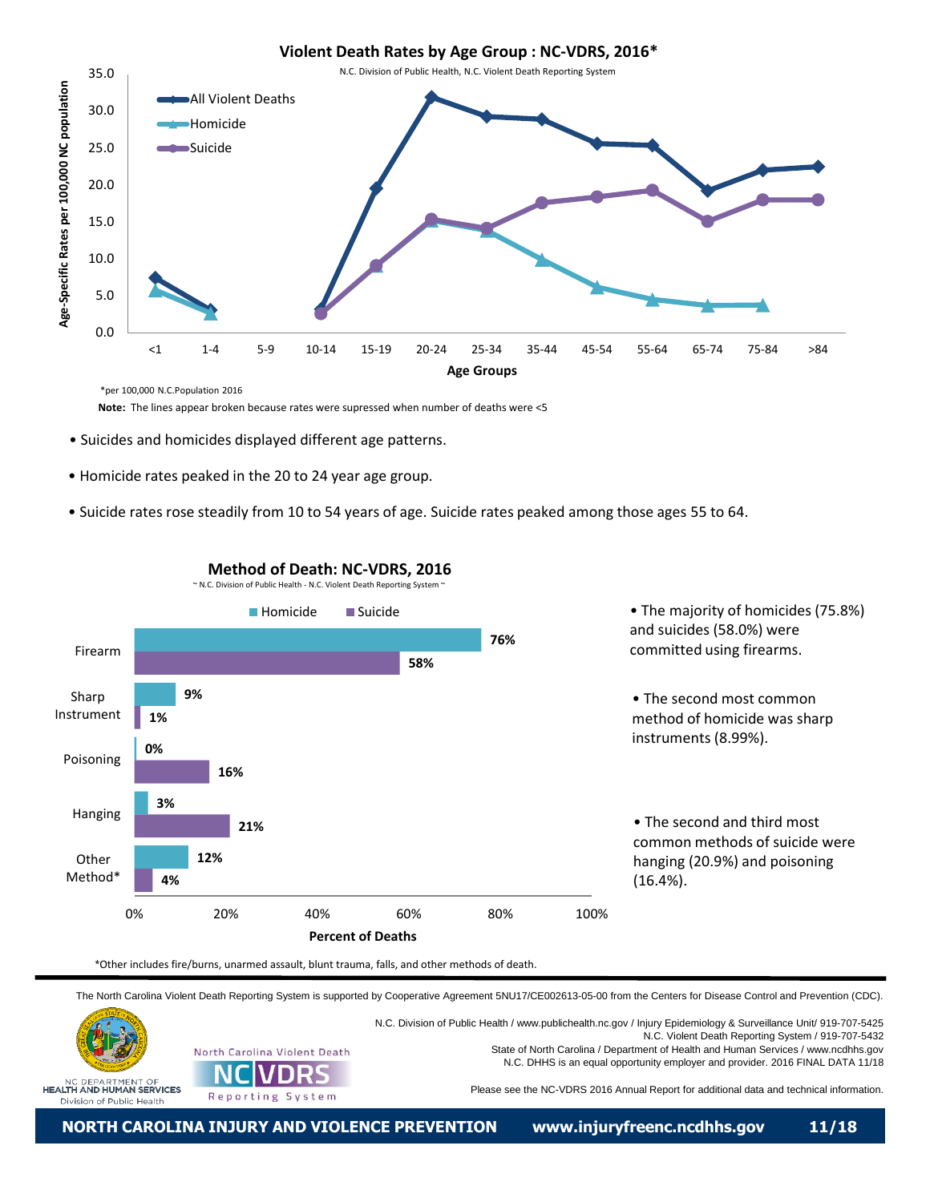## Violent Death Rates by Age Group : NC-VDRS, 2016*

N.C. Division of Public Health, N.C. Violent Death Reporting System

Age-Specific Rates per 100,000 NC population

35.0
30.0
25.0
20.0
15.0
10.0
5.0
0.0

All Violent Deaths
Homicide
Suicide

<1 1-4 5-9 10-14 15-19 20-24 25-34 35-44 45-54 55-64 65-74 75-84 >84

Age Groups

*per 100,000 N.C.Population 2016

**Note:** The lines appear broken because rates were supressed when number of deaths were <5

- Suicides and homicides displayed different age patterns.
- Homicide rates peaked in the 20 to 24 year age group.
- Suicide rates rose steadily from 10 to 54 years of age. Suicide rates peaked among those ages 55 to 64.

## Method of Death: NC-VDRS, 2016

~ N.C. Division of Public Health - N.C. Violent Death Reporting System ~

Homicide
Suicide

Firearm 76% 58%
Sharp Instrument 9% 1%
Poisoning 0% 16%
Hanging 3% 21%
Other Method* 12% 4%

0% 20% 40% 60% 80% 100%

Percent of Deaths

- The majority of homicides (75.8%) and suicides (58.0%) were committed using firearms.
- The second most common method of homicide was sharp instruments (8.99%).
- The second and third most common methods of suicide were hanging (20.9%) and poisoning (16.4%).

*Other includes fire/burns, unarmed assault, blunt trauma, falls, and other methods of death.

The North Carolina Violent Death Reporting System is supported by Cooperative Agreement 5NU17/CE002613-05-00 from the Centers for Disease Control and Prevention (CDC).

N.C. Division of Public Health / www.publichealth.nc.gov / Injury Epidemiology & Surveillance Unit/ 919-707-5425
N.C. Violent Death Reporting System / 919-707-5432
State of North Carolina / Department of Health and Human Services / www.ncdhhs.gov
N.C. DHHS is an equal opportunity employer and provider. 2016 FINAL DATA 11/18

NC DEPARTMENT OF HEALTH AND HUMAN SERVICES Division of Public Health

North Carolina Violent Death NC VDRS Reporting System

Please see the NC-VDRS 2016 Annual Report for additional data and technical information.

NORTH CAROLINA INJURY AND VIOLENCE PREVENTION www.injuryfreenc.ncdhhs.gov 11/18